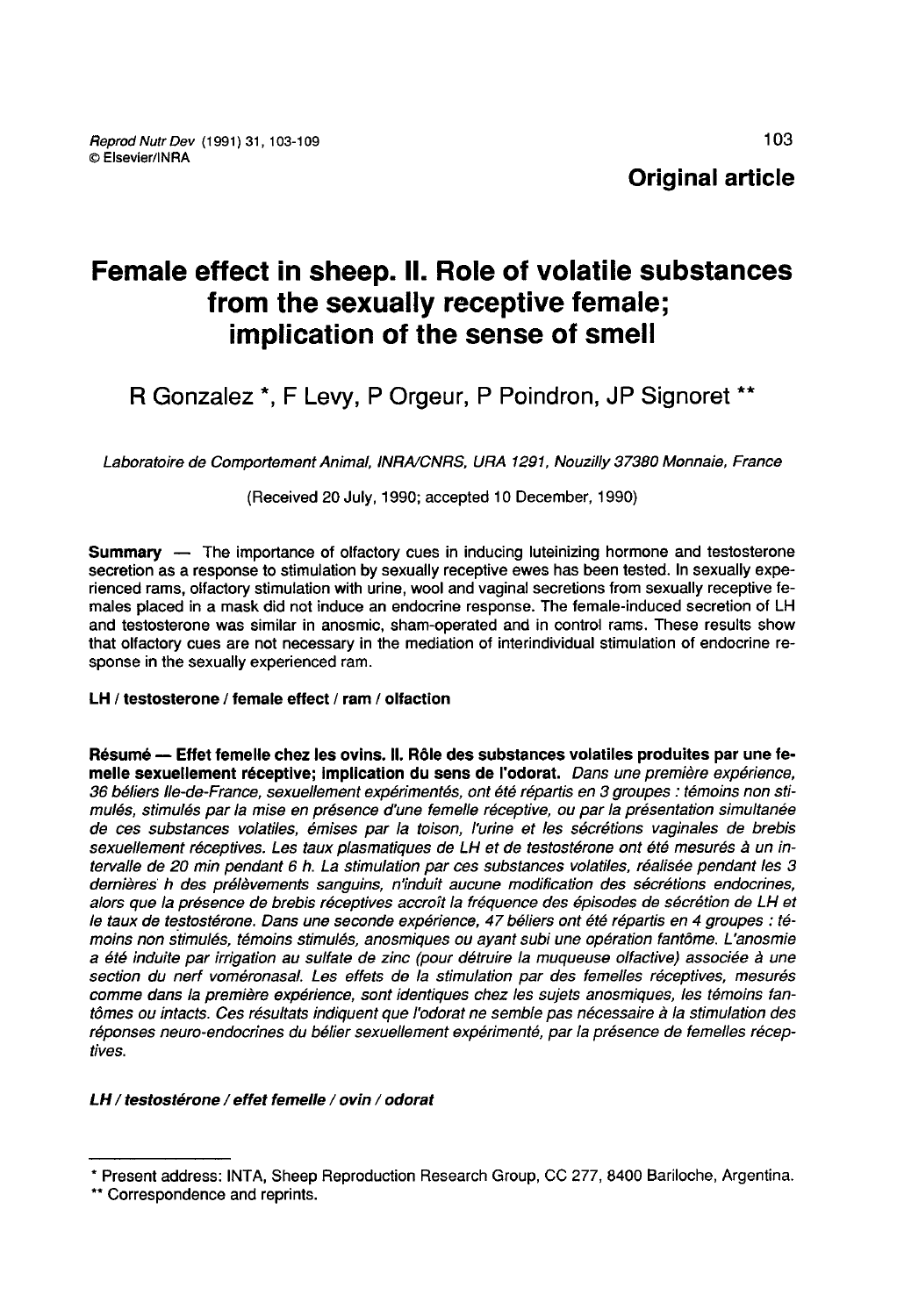Original article

# Female effect in sheep. II. Role of volatile substances from the sexually receptive female; implication of the sense of smell

R Gonzalez *, F Levy, P Orgeur, P Poindron, JP Signoret **

*Laboratoire de Comportement Animal, INRA/CNRS, URA 1291, Nouzilly 37380 Monnaie, France*

(Received 20 July, 1990; accepted 10 December, 1990)

**Summary** — The importance of olfactory cues in inducing luteinizing hormone and testosterone secretion as a response to stimulation by sexually receptive ewes has been tested. In sexually experienced rams, olfactory stimulation with urine, wool and vaginal secretions from sexually receptive females placed in a mask did not induce an endocrine response. The female-induced secretion of LH and testosterone was similar in anosmic, sham-operated and in control rams. These results show that olfactory cues are not necessary in the mediation of interindividual stimulation of endocrine response in the sexually experienced ram.

**LH / testosterone / female effect / ram / olfaction**

**Résumé — Effet femelle chez les ovins. II. Rôle des substances volatiles produites par une femelle sexuellement réceptive; implication du sens de l'odorat.** *Dans une première expérience, 36 béliers Ile-de-France, sexuellement expérimentés, ont été répartis en 3 groupes : témoins non stimulés, stimulés par la mise en présence d'une femelle réceptive, ou par la présentation simultanée de ces substances volatiles, émises par la toison, l'urine et les sécrétions vaginales de brebis sexuellement réceptives. Les taux plasmatiques de LH et de testostérone ont été mesurés à un intervalle de 20 min pendant 6 h. La stimulation par ces substances volatiles, réalisée pendant les 3 dernières h des prélèvements sanguins, n'induit aucune modification des sécrétions endocrines, alors que la présence de brebis réceptives accroît la fréquence des épisodes de sécrétion de LH et le taux de testostérone. Dans une seconde expérience, 47 béliers ont été répartis en 4 groupes : témoins non stimulés, témoins stimulés, anosmiques ou ayant subi une opération fantôme. L'anosmie a été induite par irrigation au sulfate de zinc (pour détruire la muqueuse olfactive) associée à une section du nerf voméronasal. Les effets de la stimulation par des femelles réceptives, mesurés comme dans la première expérience, sont identiques chez les sujets anosmiques, les témoins fantômes ou intacts. Ces résultats indiquent que l'odorat ne semble pas nécessaire à la stimulation des réponses neuro-endocrines du bélier sexuellement expérimenté, par la présence de femelles réceptives.*

***LH / testostérone / effet femelle / ovin / odorat***

---

\* Present address: INTA, Sheep Reproduction Research Group, CC 277, 8400 Bariloche, Argentina.

\*\* Correspondence and reprints.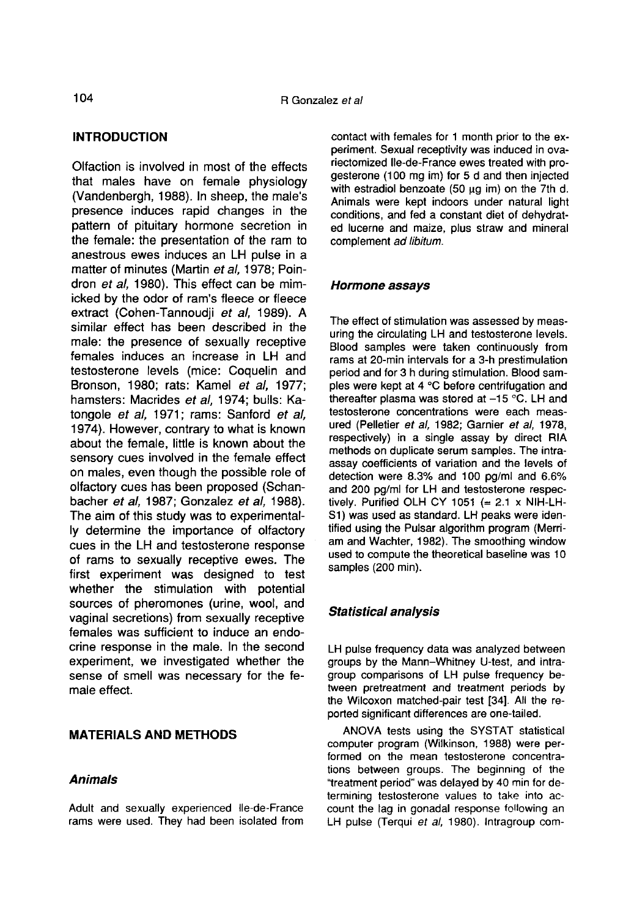## INTRODUCTION

Olfaction is involved in most of the effects that males have on female physiology (Vandenbergh, 1988). In sheep, the male's presence induces rapid changes in the pattern of pituitary hormone secretion in the female: the presentation of the ram to anestrous ewes induces an LH pulse in a matter of minutes (Martin *et al*, 1978; Poindron *et al*, 1980). This effect can be mimicked by the odor of ram's fleece or fleece extract (Cohen-Tannoudji *et al*, 1989). A similar effect has been described in the male: the presence of sexually receptive females induces an increase in LH and testosterone levels (mice: Coquelin and Bronson, 1980; rats: Kamel *et al*, 1977; hamsters: Macrides *et al*, 1974; bulls: Katongole *et al*, 1971; rams: Sanford *et al*, 1974). However, contrary to what is known about the female, little is known about the sensory cues involved in the female effect on males, even though the possible role of olfactory cues has been proposed (Schanbacher *et al*, 1987; Gonzalez *et al*, 1988). The aim of this study was to experimentally determine the importance of olfactory cues in the LH and testosterone response of rams to sexually receptive ewes. The first experiment was designed to test whether the stimulation with potential sources of pheromones (urine, wool, and vaginal secretions) from sexually receptive females was sufficient to induce an endocrine response in the male. In the second experiment, we investigated whether the sense of smell was necessary for the female effect.

## MATERIALS AND METHODS

### *Animals*

Adult and sexually experienced Ile-de-France rams were used. They had been isolated from contact with females for 1 month prior to the experiment. Sexual receptivity was induced in ovariectomized Ile-de-France ewes treated with progesterone (100 mg im) for 5 d and then injected with estradiol benzoate (50 µg im) on the 7th d. Animals were kept indoors under natural light conditions, and fed a constant diet of dehydrated lucerne and maize, plus straw and mineral complement *ad libitum*.

### *Hormone assays*

The effect of stimulation was assessed by measuring the circulating LH and testosterone levels. Blood samples were taken continuously from rams at 20-min intervals for a 3-h prestimulation period and for 3 h during stimulation. Blood samples were kept at 4 °C before centrifugation and thereafter plasma was stored at −15 °C. LH and testosterone concentrations were each measured (Pelletier *et al*, 1982; Garnier *et al*, 1978, respectively) in a single assay by direct RIA methods on duplicate serum samples. The intra-assay coefficients of variation and the levels of detection were 8.3% and 100 pg/ml and 6.6% and 200 pg/ml for LH and testosterone respectively. Purified OLH CY 1051 (= 2.1 x NIH-LH-S1) was used as standard. LH peaks were identified using the Pulsar algorithm program (Merriam and Wachter, 1982). The smoothing window used to compute the theoretical baseline was 10 samples (200 min).

### *Statistical analysis*

LH pulse frequency data was analyzed between groups by the Mann–Whitney U-test, and intragroup comparisons of LH pulse frequency between pretreatment and treatment periods by the Wilcoxon matched-pair test [34]. All the reported significant differences are one-tailed.

ANOVA tests using the SYSTAT statistical computer program (Wilkinson, 1988) were performed on the mean testosterone concentrations between groups. The beginning of the "treatment period" was delayed by 40 min for determining testosterone values to take into account the lag in gonadal response following an LH pulse (Terqui *et al*, 1980). Intragroup com-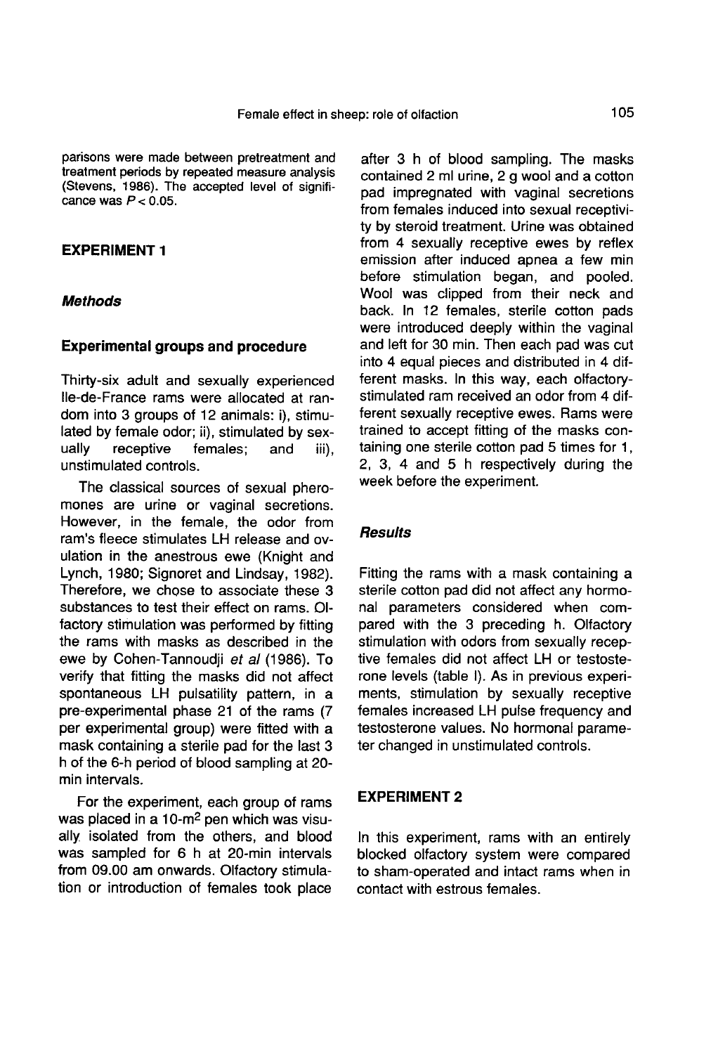parisons were made between pretreatment and treatment periods by repeated measure analysis (Stevens, 1986). The accepted level of significance was $P < 0.05$.

## EXPERIMENT 1

### *Methods*

#### Experimental groups and procedure

Thirty-six adult and sexually experienced Ile-de-France rams were allocated at random into 3 groups of 12 animals: i), stimulated by female odor; ii), stimulated by sexually receptive females; and iii), unstimulated controls.

The classical sources of sexual pheromones are urine or vaginal secretions. However, in the female, the odor from ram's fleece stimulates LH release and ovulation in the anestrous ewe (Knight and Lynch, 1980; Signoret and Lindsay, 1982). Therefore, we chose to associate these 3 substances to test their effect on rams. Olfactory stimulation was performed by fitting the rams with masks as described in the ewe by Cohen-Tannoudji *et al* (1986). To verify that fitting the masks did not affect spontaneous LH pulsatility pattern, in a pre-experimental phase 21 of the rams (7 per experimental group) were fitted with a mask containing a sterile pad for the last 3 h of the 6-h period of blood sampling at 20-min intervals.

For the experiment, each group of rams was placed in a 10-$m^2$ pen which was visually isolated from the others, and blood was sampled for 6 h at 20-min intervals from 09.00 am onwards. Olfactory stimulation or introduction of females took place after 3 h of blood sampling. The masks contained 2 ml urine, 2 g wool and a cotton pad impregnated with vaginal secretions from females induced into sexual receptivity by steroid treatment. Urine was obtained from 4 sexually receptive ewes by reflex emission after induced apnea a few min before stimulation began, and pooled. Wool was clipped from their neck and back. In 12 females, sterile cotton pads were introduced deeply within the vaginal and left for 30 min. Then each pad was cut into 4 equal pieces and distributed in 4 different masks. In this way, each olfactory-stimulated ram received an odor from 4 different sexually receptive ewes. Rams were trained to accept fitting of the masks containing one sterile cotton pad 5 times for 1, 2, 3, 4 and 5 h respectively during the week before the experiment.

### *Results*

Fitting the rams with a mask containing a sterile cotton pad did not affect any hormonal parameters considered when compared with the 3 preceding h. Olfactory stimulation with odors from sexually receptive females did not affect LH or testosterone levels (table I). As in previous experiments, stimulation by sexually receptive females increased LH pulse frequency and testosterone values. No hormonal parameter changed in unstimulated controls.

## EXPERIMENT 2

In this experiment, rams with an entirely blocked olfactory system were compared to sham-operated and intact rams when in contact with estrous females.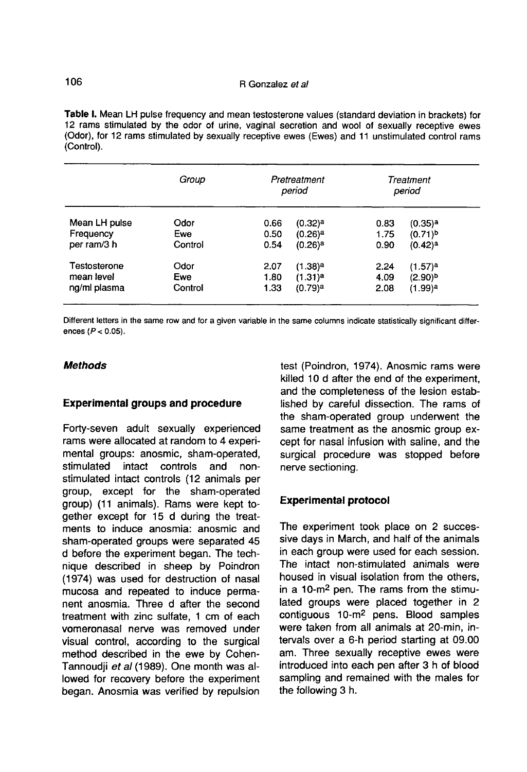**Table I.** Mean LH pulse frequency and mean testosterone values (standard deviation in brackets) for 12 rams stimulated by the odor of urine, vaginal secretion and wool of sexually receptive ewes (Odor), for 12 rams stimulated by sexually receptive ewes (Ewes) and 11 unstimulated control rams (Control).

| | *Group* | *Pretreatment period* | | *Treatment period* | |
|---|---|---|---|---|---|
| Mean LH pulse | Odor | 0.66 | (0.32)[a] | 0.83 | (0.35)[a] |
| Frequency | Ewe | 0.50 | (0.26)[a] | 1.75 | (0.71)[b] |
| per ram/3 h | Control | 0.54 | (0.26)[a] | 0.90 | (0.42)[a] |
| Testosterone | Odor | 2.07 | (1.38)[a] | 2.24 | (1.57)[a] |
| mean level | Ewe | 1.80 | (1.31)[a] | 4.09 | (2.90)[b] |
| ng/ml plasma | Control | 1.33 | (0.79)[a] | 2.08 | (1.99)[a] |

Different letters in the same row and for a given variable in the same columns indicate statistically significant differences ($P < 0.05$).

### *Methods*

#### Experimental groups and procedure

Forty-seven adult sexually experienced rams were allocated at random to 4 experimental groups: anosmic, sham-operated, stimulated intact controls and non-stimulated intact controls (12 animals per group, except for the sham-operated group) (11 animals). Rams were kept together except for 15 d during the treatments to induce anosmia: anosmic and sham-operated groups were separated 45 d before the experiment began. The technique described in sheep by Poindron (1974) was used for destruction of nasal mucosa and repeated to induce permanent anosmia. Three d after the second treatment with zinc sulfate, 1 cm of each vomeronasal nerve was removed under visual control, according to the surgical method described in the ewe by Cohen-Tannoudji *et al* (1989). One month was allowed for recovery before the experiment began. Anosmia was verified by repulsion test (Poindron, 1974). Anosmic rams were killed 10 d after the end of the experiment, and the completeness of the lesion established by careful dissection. The rams of the sham-operated group underwent the same treatment as the anosmic group except for nasal infusion with saline, and the surgical procedure was stopped before nerve sectioning.

#### Experimental protocol

The experiment took place on 2 successive days in March, and half of the animals in each group were used for each session. The intact non-stimulated animals were housed in visual isolation from the others, in a 10-$m^2$ pen. The rams from the stimulated groups were placed together in 2 contiguous 10-$m^2$ pens. Blood samples were taken from all animals at 20-min, intervals over a 6-h period starting at 09.00 am. Three sexually receptive ewes were introduced into each pen after 3 h of blood sampling and remained with the males for the following 3 h.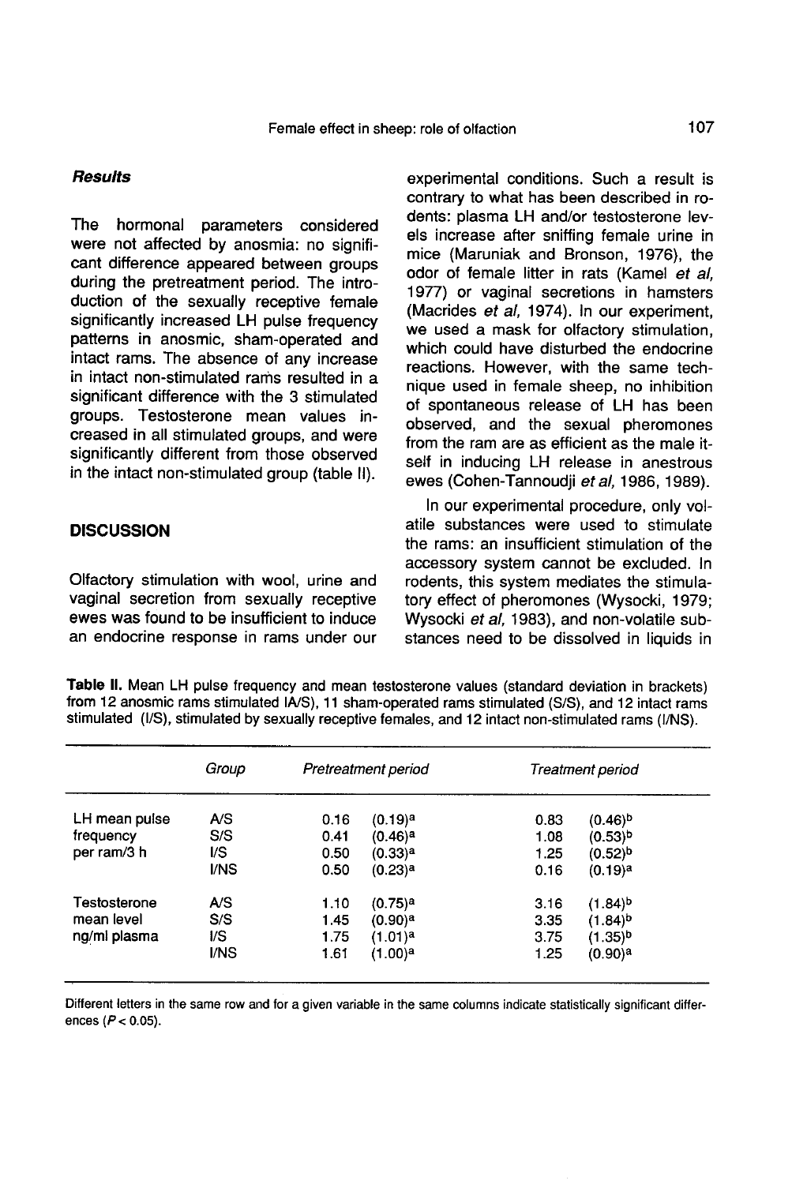### *Results*

The hormonal parameters considered were not affected by anosmia: no significant difference appeared between groups during the pretreatment period. The introduction of the sexually receptive female significantly increased LH pulse frequency patterns in anosmic, sham-operated and intact rams. The absence of any increase in intact non-stimulated rams resulted in a significant difference with the 3 stimulated groups. Testosterone mean values increased in all stimulated groups, and were significantly different from those observed in the intact non-stimulated group (table II).

## DISCUSSION

Olfactory stimulation with wool, urine and vaginal secretion from sexually receptive ewes was found to be insufficient to induce an endocrine response in rams under our experimental conditions. Such a result is contrary to what has been described in rodents: plasma LH and/or testosterone levels increase after sniffing female urine in mice (Maruniak and Bronson, 1976), the odor of female litter in rats (Kamel *et al*, 1977) or vaginal secretions in hamsters (Macrides *et al*, 1974). In our experiment, we used a mask for olfactory stimulation, which could have disturbed the endocrine reactions. However, with the same technique used in female sheep, no inhibition of spontaneous release of LH has been observed, and the sexual pheromones from the ram are as efficient as the male itself in inducing LH release in anestrous ewes (Cohen-Tannoudji *et al*, 1986, 1989).

In our experimental procedure, only volatile substances were used to stimulate the rams: an insufficient stimulation of the accessory system cannot be excluded. In rodents, this system mediates the stimulatory effect of pheromones (Wysocki, 1979; Wysocki *et al*, 1983), and non-volatile substances need to be dissolved in liquids in

**Table II.** Mean LH pulse frequency and mean testosterone values (standard deviation in brackets) from 12 anosmic rams stimulated IA/S), 11 sham-operated rams stimulated (S/S), and 12 intact rams stimulated (I/S), stimulated by sexually receptive females, and 12 intact non-stimulated rams (I/NS).

| | *Group* | *Pretreatment period* | | *Treatment period* | |
|---|---|---|---|---|---|
| LH mean pulse frequency per ram/3 h | A/S | 0.16 | (0.19)[a] | 0.83 | (0.46)[b] |
| | S/S | 0.41 | (0.46)[a] | 1.08 | (0.53)[b] |
| | I/S | 0.50 | (0.33)[a] | 1.25 | (0.52)[b] |
| | I/NS | 0.50 | (0.23)[a] | 0.16 | (0.19)[a] |
| Testosterone mean level ng/ml plasma | A/S | 1.10 | (0.75)[a] | 3.16 | (1.84)[b] |
| | S/S | 1.45 | (0.90)[a] | 3.35 | (1.84)[b] |
| | I/S | 1.75 | (1.01)[a] | 3.75 | (1.35)[b] |
| | I/NS | 1.61 | (1.00)[a] | 1.25 | (0.90)[a] |

Different letters in the same row and for a given variable in the same columns indicate statistically significant differences ($P < 0.05$).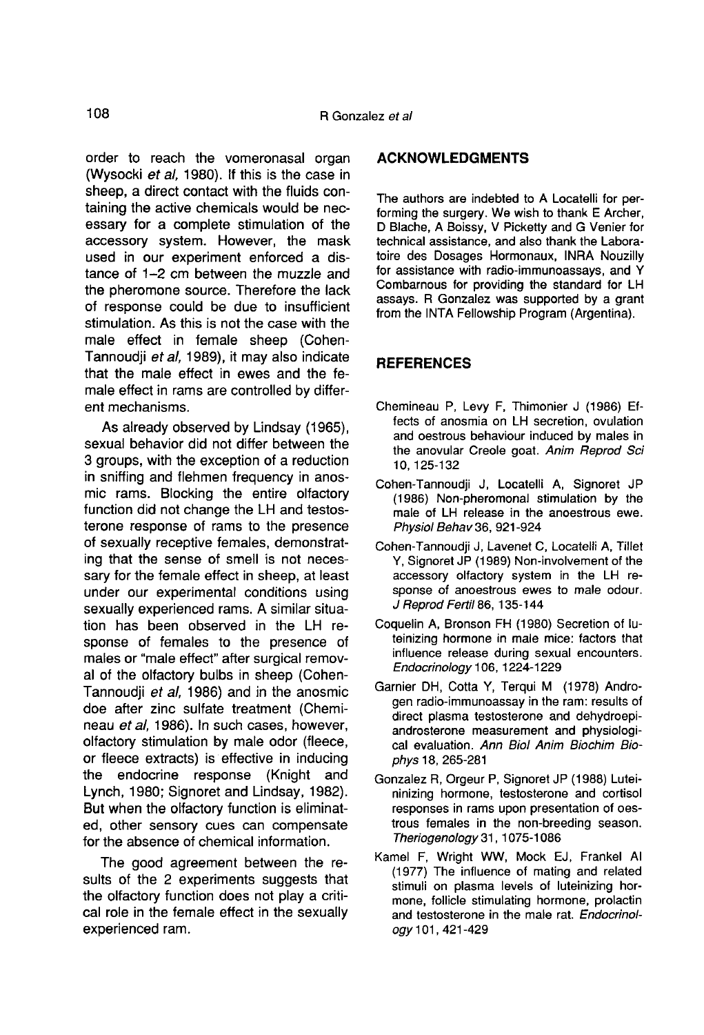order to reach the vomeronasal organ (Wysocki *et al*, 1980). If this is the case in sheep, a direct contact with the fluids containing the active chemicals would be necessary for a complete stimulation of the accessory system. However, the mask used in our experiment enforced a distance of 1–2 cm between the muzzle and the pheromone source. Therefore the lack of response could be due to insufficient stimulation. As this is not the case with the male effect in female sheep (Cohen-Tannoudji *et al*, 1989), it may also indicate that the male effect in ewes and the female effect in rams are controlled by different mechanisms.

As already observed by Lindsay (1965), sexual behavior did not differ between the 3 groups, with the exception of a reduction in sniffing and flehmen frequency in anosmic rams. Blocking the entire olfactory function did not change the LH and testosterone response of rams to the presence of sexually receptive females, demonstrating that the sense of smell is not necessary for the female effect in sheep, at least under our experimental conditions using sexually experienced rams. A similar situation has been observed in the LH response of females to the presence of males or "male effect" after surgical removal of the olfactory bulbs in sheep (Cohen-Tannoudji *et al*, 1986) and in the anosmic doe after zinc sulfate treatment (Chemineau *et al*, 1986). In such cases, however, olfactory stimulation by male odor (fleece, or fleece extracts) is effective in inducing the endocrine response (Knight and Lynch, 1980; Signoret and Lindsay, 1982). But when the olfactory function is eliminated, other sensory cues can compensate for the absence of chemical information.

The good agreement between the results of the 2 experiments suggests that the olfactory function does not play a critical role in the female effect in the sexually experienced ram.

## ACKNOWLEDGMENTS

The authors are indebted to A Locatelli for performing the surgery. We wish to thank E Archer, D Blache, A Boissy, V Picketty and G Venier for technical assistance, and also thank the Laboratoire des Dosages Hormonaux, INRA Nouzilly for assistance with radio-immunoassays, and Y Combarnous for providing the standard for LH assays. R Gonzalez was supported by a grant from the INTA Fellowship Program (Argentina).

## REFERENCES

Chemineau P, Levy F, Thimonier J (1986) Effects of anosmia on LH secretion, ovulation and oestrous behaviour induced by males in the anovular Creole goat. *Anim Reprod Sci* 10, 125-132

Cohen-Tannoudji J, Locatelli A, Signoret JP (1986) Non-pheromonal stimulation by the male of LH release in the anoestrous ewe. *Physiol Behav* 36, 921-924

Cohen-Tannoudji J, Lavenet C, Locatelli A, Tillet Y, Signoret JP (1989) Non-involvement of the accessory olfactory system in the LH response of anoestrous ewes to male odour. *J Reprod Fertil* 86, 135-144

Coquelin A, Bronson FH (1980) Secretion of luteinizing hormone in male mice: factors that influence release during sexual encounters. *Endocrinology* 106, 1224-1229

Garnier DH, Cotta Y, Terqui M (1978) Androgen radio-immunoassay in the ram: results of direct plasma testosterone and dehydroepiandrosterone measurement and physiological evaluation. *Ann Biol Anim Biochim Biophys* 18, 265-281

Gonzalez R, Orgeur P, Signoret JP (1988) Luteinizing hormone, testosterone and cortisol responses in rams upon presentation of oestrous females in the non-breeding season. *Theriogenology* 31, 1075-1086

Kamel F, Wright WW, Mock EJ, Frankel AI (1977) The influence of mating and related stimuli on plasma levels of luteinizing hormone, follicle stimulating hormone, prolactin and testosterone in the male rat. *Endocrinology* 101, 421-429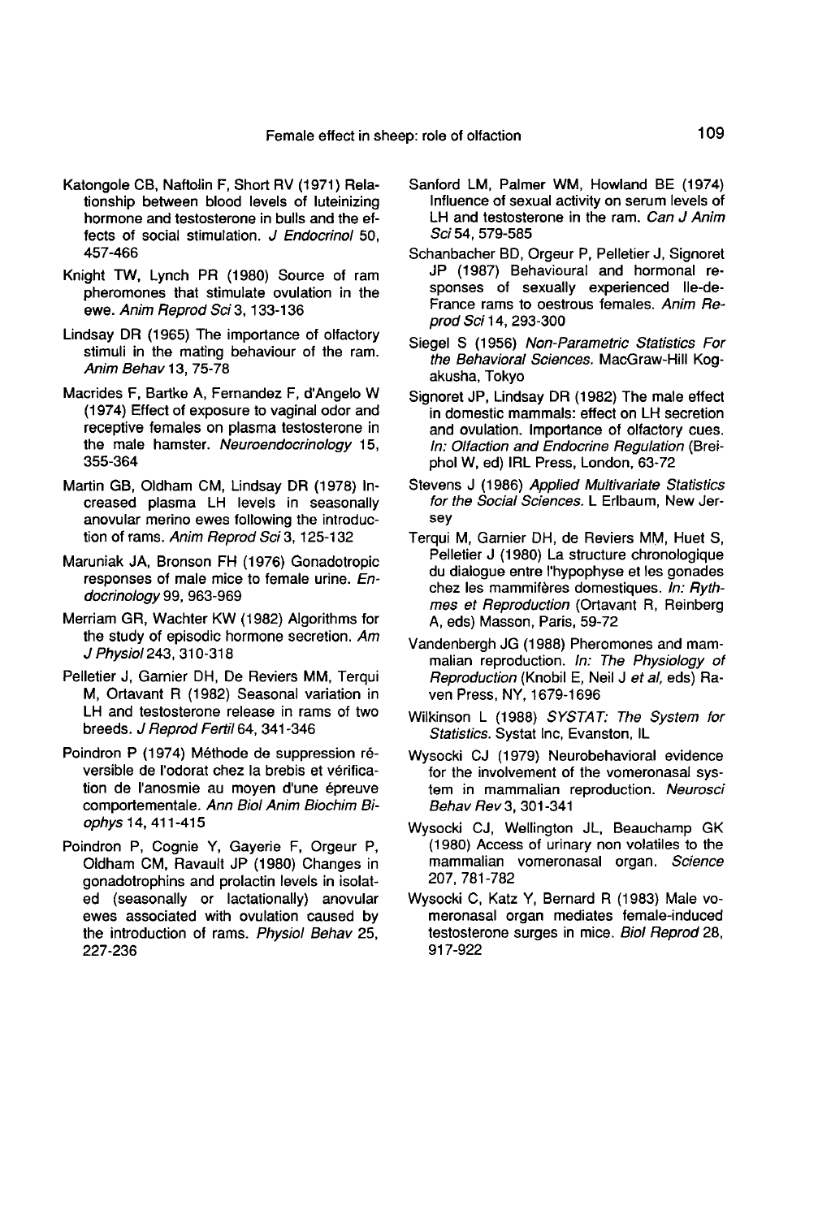Katongole CB, Naftolin F, Short RV (1971) Relationship between blood levels of luteinizing hormone and testosterone in bulls and the effects of social stimulation. *J Endocrinol* 50, 457-466

Knight TW, Lynch PR (1980) Source of ram pheromones that stimulate ovulation in the ewe. *Anim Reprod Sci* 3, 133-136

Lindsay DR (1965) The importance of olfactory stimuli in the mating behaviour of the ram. *Anim Behav* 13, 75-78

Macrides F, Bartke A, Fernandez F, d'Angelo W (1974) Effect of exposure to vaginal odor and receptive females on plasma testosterone in the male hamster. *Neuroendocrinology* 15, 355-364

Martin GB, Oldham CM, Lindsay DR (1978) Increased plasma LH levels in seasonally anovular merino ewes following the introduction of rams. *Anim Reprod Sci* 3, 125-132

Maruniak JA, Bronson FH (1976) Gonadotropic responses of male mice to female urine. *Endocrinology* 99, 963-969

Merriam GR, Wachter KW (1982) Algorithms for the study of episodic hormone secretion. *Am J Physiol* 243, 310-318

Pelletier J, Garnier DH, De Reviers MM, Terqui M, Ortavant R (1982) Seasonal variation in LH and testosterone release in rams of two breeds. *J Reprod Fertil* 64, 341-346

Poindron P (1974) Méthode de suppression réversible de l'odorat chez la brebis et vérification de l'anosmie au moyen d'une épreuve comportementale. *Ann Biol Anim Biochim Biophys* 14, 411-415

Poindron P, Cognie Y, Gayerie F, Orgeur P, Oldham CM, Ravault JP (1980) Changes in gonadotrophins and prolactin levels in isolated (seasonally or lactationally) anovular ewes associated with ovulation caused by the introduction of rams. *Physiol Behav* 25, 227-236

Sanford LM, Palmer WM, Howland BE (1974) Influence of sexual activity on serum levels of LH and testosterone in the ram. *Can J Anim Sci* 54, 579-585

Schanbacher BD, Orgeur P, Pelletier J, Signoret JP (1987) Behavioural and hormonal responses of sexually experienced Ile-de-France rams to oestrous females. *Anim Reprod Sci* 14, 293-300

Siegel S (1956) *Non-Parametric Statistics For the Behavioral Sciences.* MacGraw-Hill Kogakusha, Tokyo

Signoret JP, Lindsay DR (1982) The male effect in domestic mammals: effect on LH secretion and ovulation. Importance of olfactory cues. *In: Olfaction and Endocrine Regulation* (Breiphol W, ed) IRL Press, London, 63-72

Stevens J (1986) *Applied Multivariate Statistics for the Social Sciences.* L Erlbaum, New Jersey

Terqui M, Garnier DH, de Reviers MM, Huet S, Pelletier J (1980) La structure chronologique du dialogue entre l'hypophyse et les gonades chez les mammifères domestiques. *In: Rythmes et Reproduction* (Ortavant R, Reinberg A, eds) Masson, Paris, 59-72

Vandenbergh JG (1988) Pheromones and mammalian reproduction. *In: The Physiology of Reproduction* (Knobil E, Neil J *et al*, eds) Raven Press, NY, 1679-1696

Wilkinson L (1988) *SYSTAT: The System for Statistics.* Systat Inc, Evanston, IL

Wysocki CJ (1979) Neurobehavioral evidence for the involvement of the vomeronasal system in mammalian reproduction. *Neurosci Behav Rev* 3, 301-341

Wysocki CJ, Wellington JL, Beauchamp GK (1980) Access of urinary non volatiles to the mammalian vomeronasal organ. *Science* 207, 781-782

Wysocki C, Katz Y, Bernard R (1983) Male vomeronasal organ mediates female-induced testosterone surges in mice. *Biol Reprod* 28, 917-922